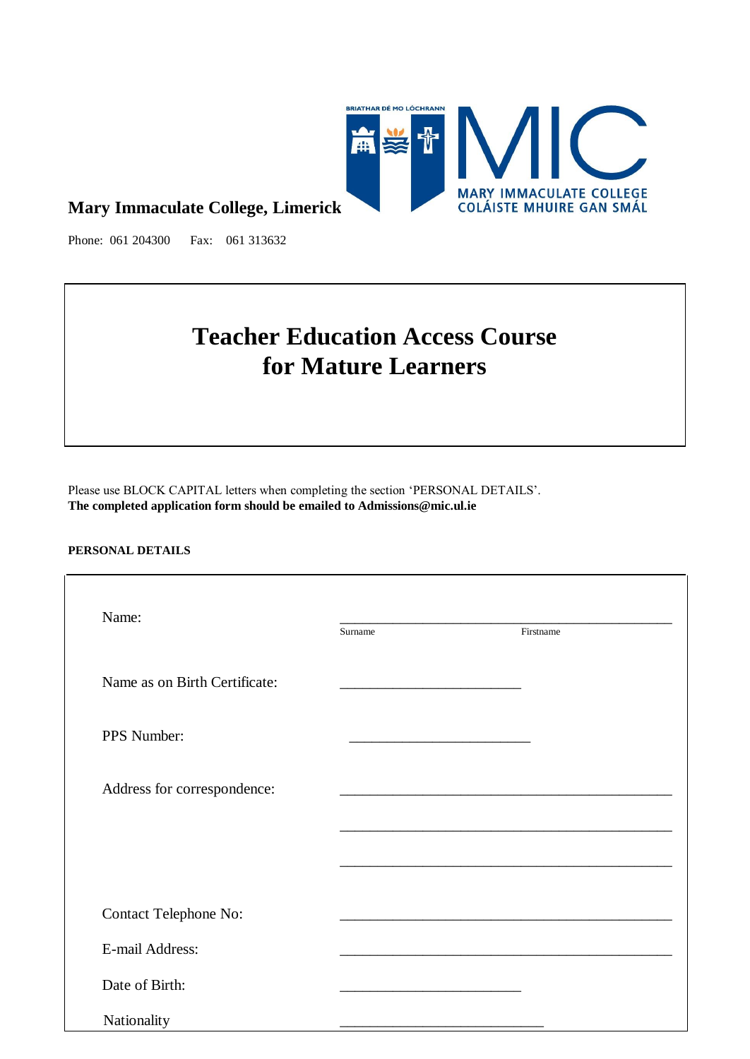**Mary Immaculate College, Limerick**

MARY IMMACULATE COLLEGE
COLÁISTE MHUIRE GAN SMÁL

BRIATHAR DÉ MO LÓCHRANN

Phone: 061 204300 Fax: 061 313632

# Teacher Education Access Course for Mature Learners

Please use BLOCK CAPITAL letters when completing the section 'PERSONAL DETAILS'.
**The completed application form should be emailed to Admissions@mic.ul.ie**

**PERSONAL DETAILS**

| | |
|---|---|
| Name: | ______________________________ <br> Surname Firstname |
| Name as on Birth Certificate: | ________________________ |
| PPS Number: | ________________________ |
| Address for correspondence: | ______________________________ <br> ______________________________ <br> ______________________________ |
| Contact Telephone No: | ______________________________ |
| E-mail Address: | ______________________________ |
| Date of Birth: | ________________________ |
| Nationality | ________________________ |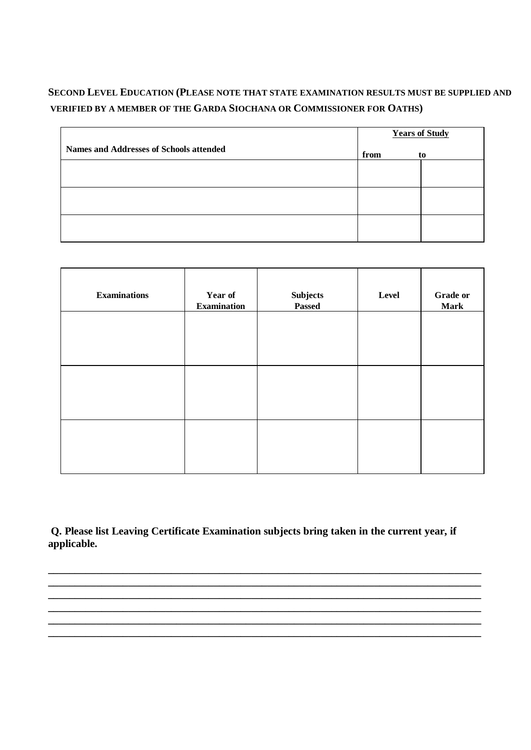## SECOND LEVEL EDUCATION (PLEASE NOTE THAT STATE EXAMINATION RESULTS MUST BE SUPPLIED AND VERIFIED BY A MEMBER OF THE GARDA SIOCHANA OR COMMISSIONER FOR OATHS)

| Names and Addresses of Schools attended | Years of Study | |
|---|---|---|
| | from | to |
| | | |
| | | |
| | | |

| Examinations | Year of Examination | Subjects Passed | Level | Grade or Mark |
|---|---|---|---|---|
| | | | | |
| | | | | |
| | | | | |

**Q. Please list Leaving Certificate Examination subjects bring taken in the current year, if applicable.**

______________________________________________________________________________

______________________________________________________________________________

______________________________________________________________________________

______________________________________________________________________________

______________________________________________________________________________

______________________________________________________________________________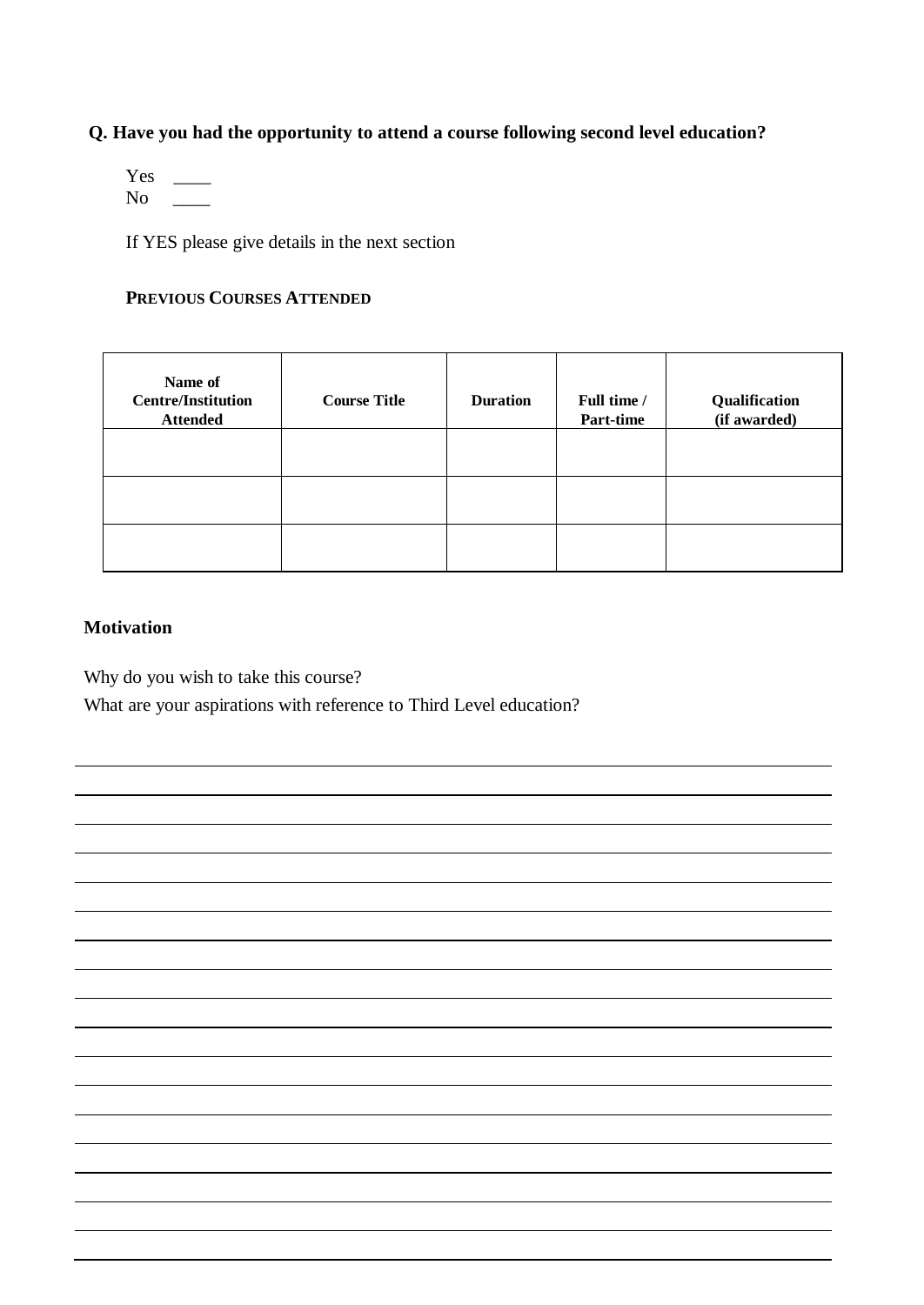**Q. Have you had the opportunity to attend a course following second level education?**

Yes ____
No ____

If YES please give details in the next section

**PREVIOUS COURSES ATTENDED**

| Name of Centre/Institution Attended | Course Title | Duration | Full time / Part-time | Qualification (if awarded) |
|---|---|---|---|---|
| | | | | |
| | | | | |
| | | | | |

**Motivation**

Why do you wish to take this course?
What are your aspirations with reference to Third Level education?

_______________________________________________________________________________
_______________________________________________________________________________
_______________________________________________________________________________
_______________________________________________________________________________
_______________________________________________________________________________
_______________________________________________________________________________
_______________________________________________________________________________
_______________________________________________________________________________
_______________________________________________________________________________
_______________________________________________________________________________
_______________________________________________________________________________
_______________________________________________________________________________
_______________________________________________________________________________
_______________________________________________________________________________
_______________________________________________________________________________
_______________________________________________________________________________
_______________________________________________________________________________
_______________________________________________________________________________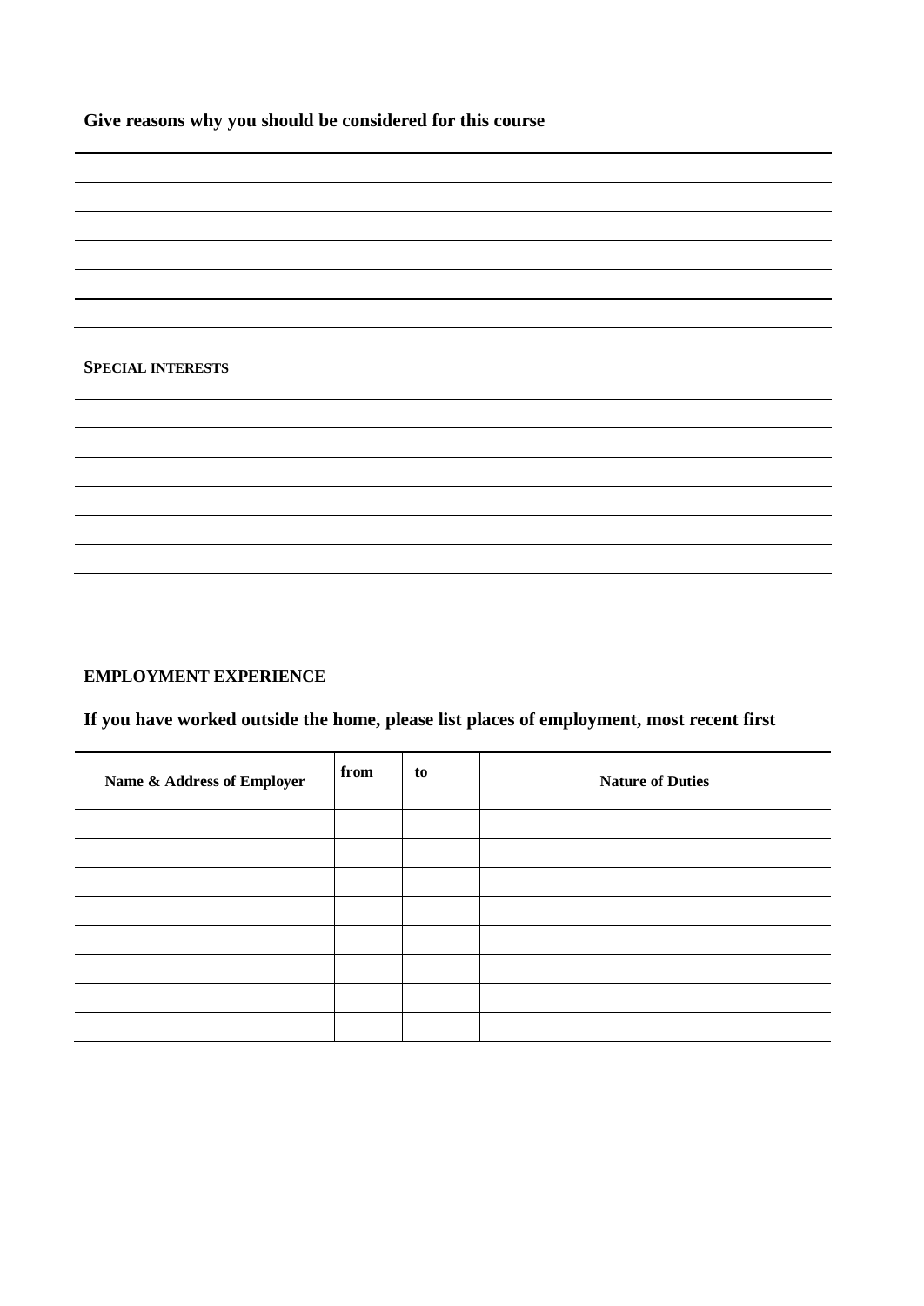**Give reasons why you should be considered for this course**

**SPECIAL INTERESTS**

**EMPLOYMENT EXPERIENCE**

**If you have worked outside the home, please list places of employment, most recent first**

| Name & Address of Employer | from | to | Nature of Duties |
| --- | --- | --- | --- |
| | | | |
| | | | |
| | | | |
| | | | |
| | | | |
| | | | |
| | | | |
| | | | |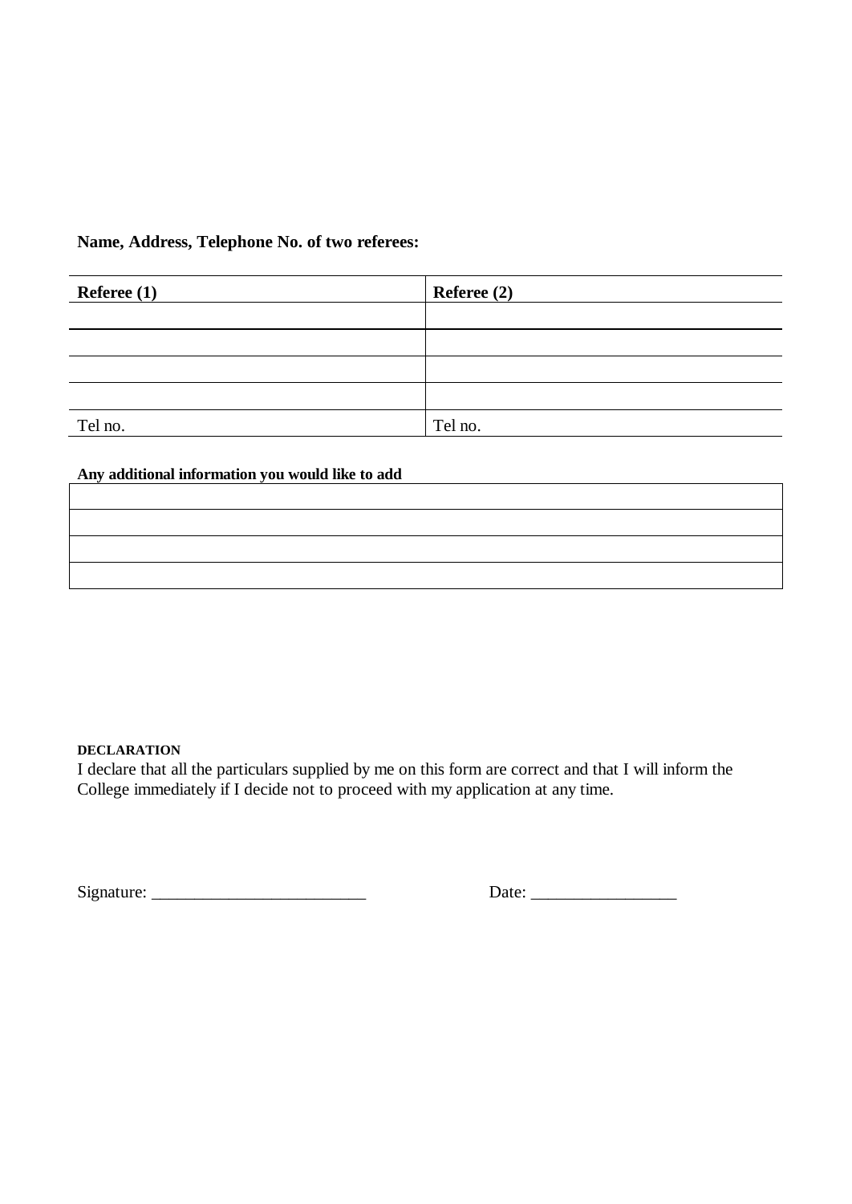**Name, Address, Telephone No. of two referees:**

| **Referee (1)** | **Referee (2)** |
|---|---|
| | |
| | |
| | |
| | |
| Tel no. | Tel no. |

**Any additional information you would like to add**

| |
|---|
| |
| |
| |
| |

**DECLARATION**

I declare that all the particulars supplied by me on this form are correct and that I will inform the College immediately if I decide not to proceed with my application at any time.

Signature: _________________________ Date: _________________